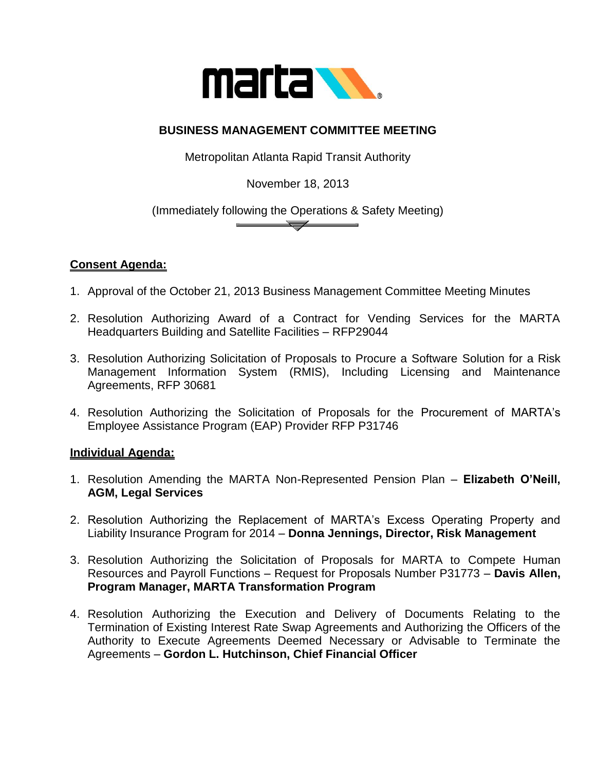# BUSINESS MANAGEMENT COMMITTEE MEETING

Metropolitan Atlanta Rapid Transit Authority

November 18, 2013

(Immediately following the Operations & Safety Meeting)

## Consent Agenda:

1. Approval of the October 21, 2013 Business Management Committee Meeting Minutes

2. Resolution Authorizing Award of a Contract for Vending Services for the MARTA Headquarters Building and Satellite Facilities – RFP29044

3. Resolution Authorizing Solicitation of Proposals to Procure a Software Solution for a Risk Management Information System (RMIS), Including Licensing and Maintenance Agreements, RFP 30681

4. Resolution Authorizing the Solicitation of Proposals for the Procurement of MARTA's Employee Assistance Program (EAP) Provider RFP P31746

## Individual Agenda:

1. Resolution Amending the MARTA Non-Represented Pension Plan – **Elizabeth O'Neill, AGM, Legal Services**

2. Resolution Authorizing the Replacement of MARTA's Excess Operating Property and Liability Insurance Program for 2014 – **Donna Jennings, Director, Risk Management**

3. Resolution Authorizing the Solicitation of Proposals for MARTA to Compete Human Resources and Payroll Functions – Request for Proposals Number P31773 – **Davis Allen, Program Manager, MARTA Transformation Program**

4. Resolution Authorizing the Execution and Delivery of Documents Relating to the Termination of Existing Interest Rate Swap Agreements and Authorizing the Officers of the Authority to Execute Agreements Deemed Necessary or Advisable to Terminate the Agreements – **Gordon L. Hutchinson, Chief Financial Officer**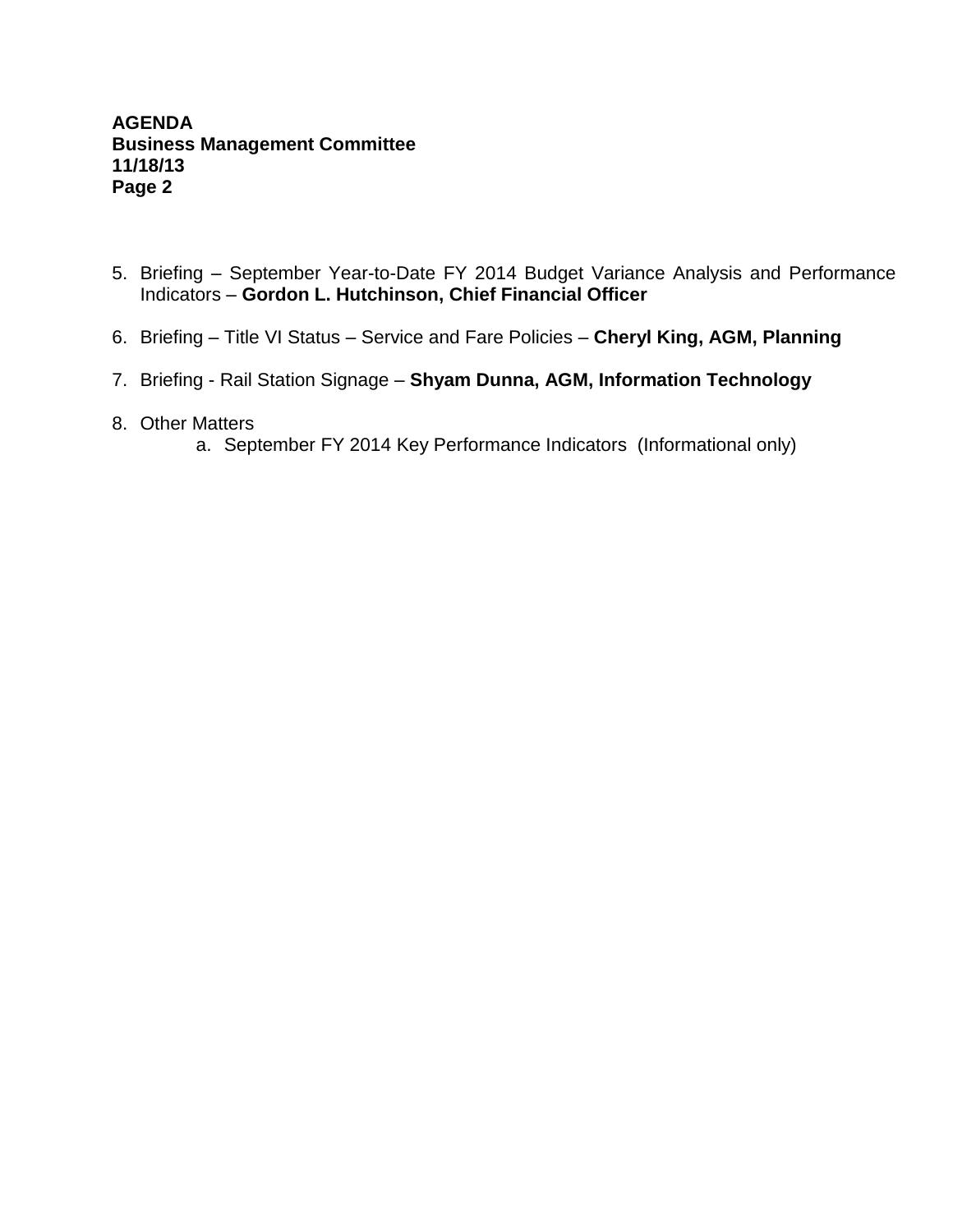5. Briefing – September Year-to-Date FY 2014 Budget Variance Analysis and Performance Indicators – **Gordon L. Hutchinson, Chief Financial Officer**

6. Briefing – Title VI Status – Service and Fare Policies – **Cheryl King, AGM, Planning**

7. Briefing - Rail Station Signage – **Shyam Dunna, AGM, Information Technology**

8. Other Matters
   a. September FY 2014 Key Performance Indicators (Informational only)